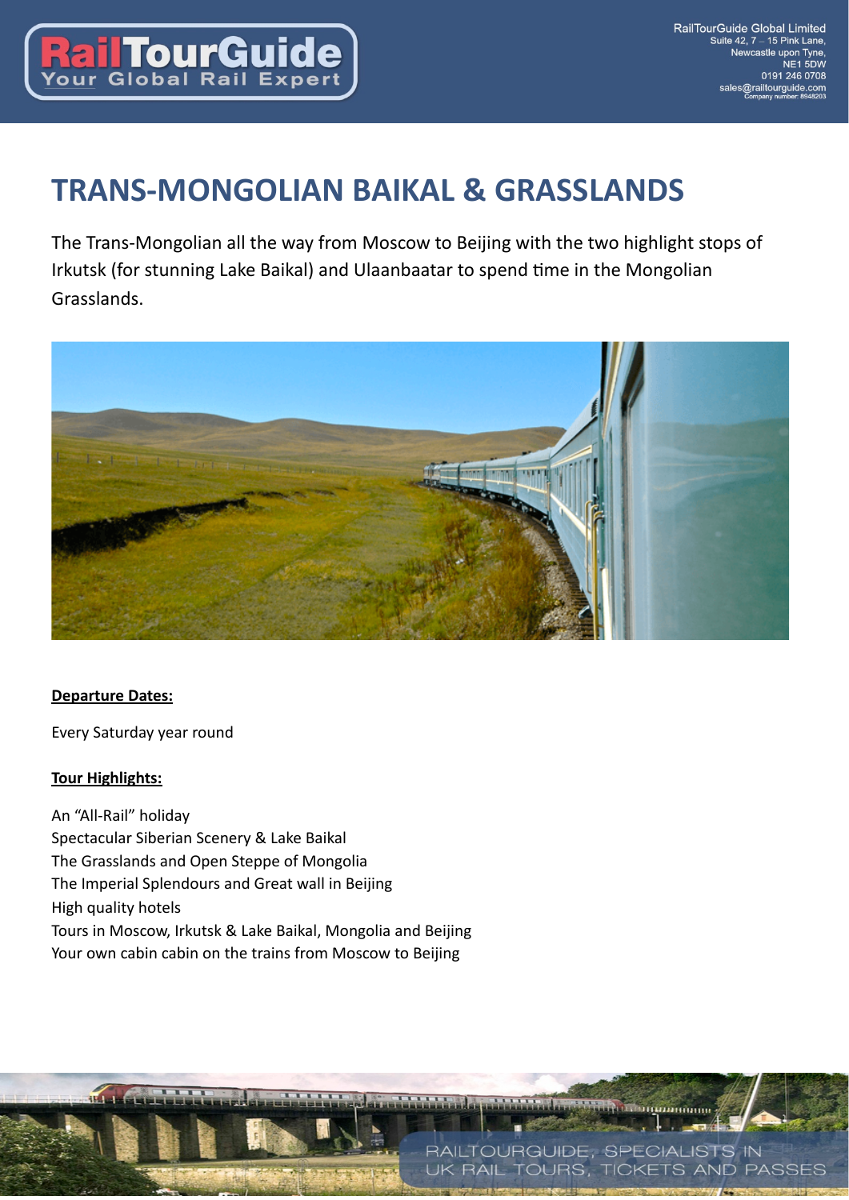# TRANS-MONGOLIAN BAIKAL & GRASSLANDS

The Trans-Mongolian all the way from Moscow to Beijing with the two highlight stops of Irkutsk (for stunning Lake Baikal) and Ulaanbaatar to spend time in the Mongolian Grasslands.

**Departure Dates:**

Every Saturday year round

**Tour Highlights:**

An "All-Rail" holiday
Spectacular Siberian Scenery & Lake Baikal
The Grasslands and Open Steppe of Mongolia
The Imperial Splendours and Great wall in Beijing
High quality hotels
Tours in Moscow, Irkutsk & Lake Baikal, Mongolia and Beijing
Your own cabin cabin on the trains from Moscow to Beijing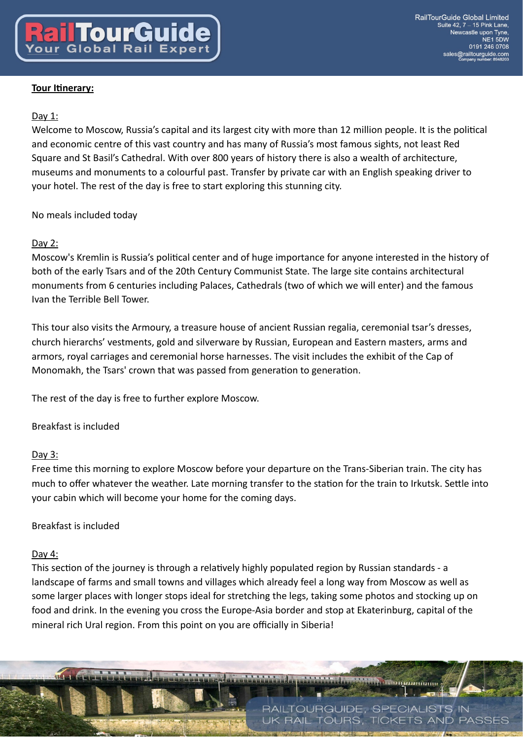**Tour Itinerary:**

Day 1:

Welcome to Moscow, Russia's capital and its largest city with more than 12 million people. It is the political and economic centre of this vast country and has many of Russia's most famous sights, not least Red Square and St Basil's Cathedral. With over 800 years of history there is also a wealth of architecture, museums and monuments to a colourful past. Transfer by private car with an English speaking driver to your hotel. The rest of the day is free to start exploring this stunning city.

No meals included today

Day 2:

Moscow's Kremlin is Russia's political center and of huge importance for anyone interested in the history of both of the early Tsars and of the 20th Century Communist State. The large site contains architectural monuments from 6 centuries including Palaces, Cathedrals (two of which we will enter) and the famous Ivan the Terrible Bell Tower.

This tour also visits the Armoury, a treasure house of ancient Russian regalia, ceremonial tsar's dresses, church hierarchs' vestments, gold and silverware by Russian, European and Eastern masters, arms and armors, royal carriages and ceremonial horse harnesses. The visit includes the exhibit of the Cap of Monomakh, the Tsars' crown that was passed from generation to generation.

The rest of the day is free to further explore Moscow.

Breakfast is included

Day 3:

Free time this morning to explore Moscow before your departure on the Trans-Siberian train. The city has much to offer whatever the weather. Late morning transfer to the station for the train to Irkutsk. Settle into your cabin which will become your home for the coming days.

Breakfast is included

Day 4:

This section of the journey is through a relatively highly populated region by Russian standards - a landscape of farms and small towns and villages which already feel a long way from Moscow as well as some larger places with longer stops ideal for stretching the legs, taking some photos and stocking up on food and drink. In the evening you cross the Europe-Asia border and stop at Ekaterinburg, capital of the mineral rich Ural region. From this point on you are officially in Siberia!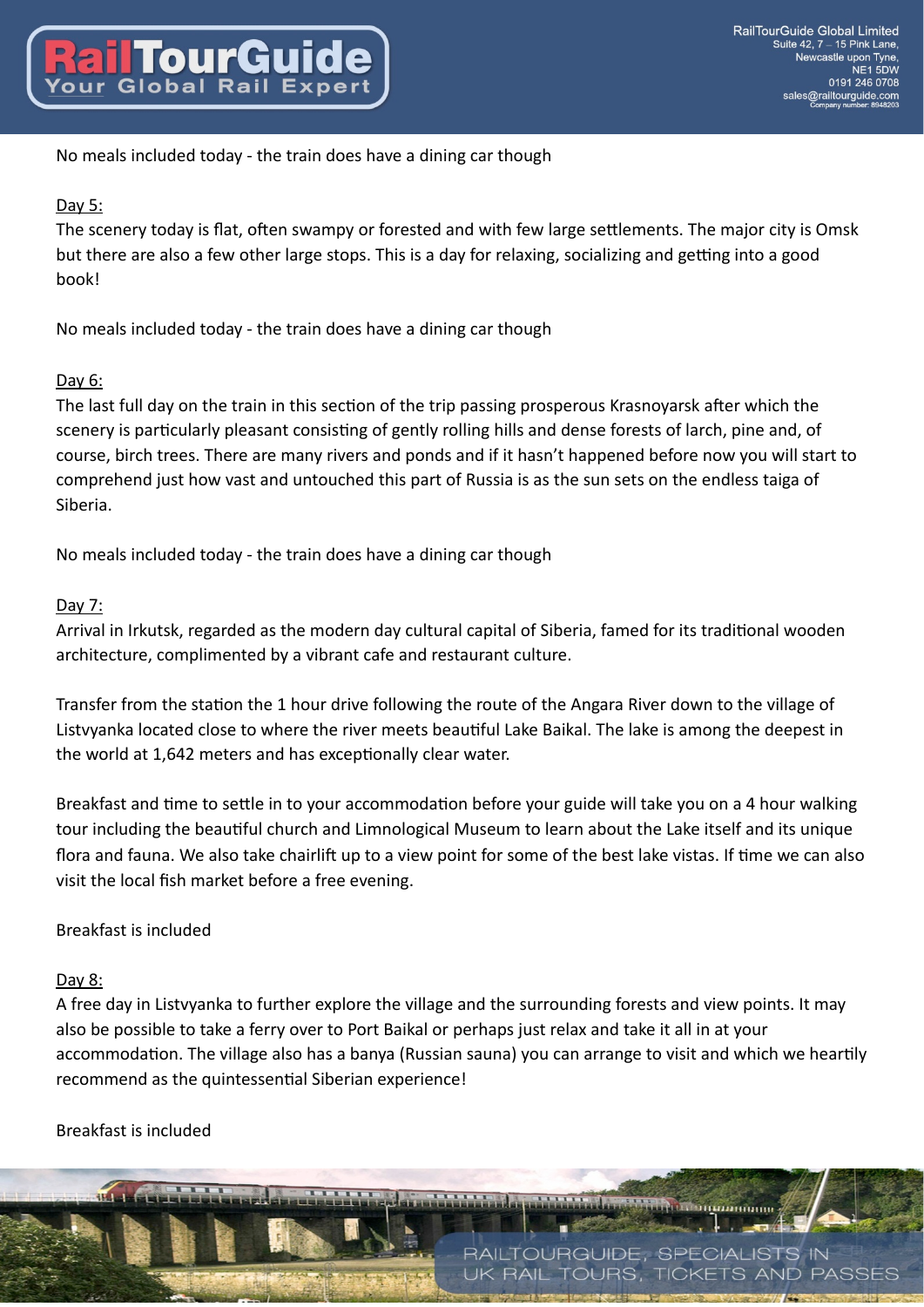No meals included today - the train does have a dining car though

Day 5:
The scenery today is flat, often swampy or forested and with few large settlements. The major city is Omsk but there are also a few other large stops. This is a day for relaxing, socializing and getting into a good book!

No meals included today - the train does have a dining car though

Day 6:
The last full day on the train in this section of the trip passing prosperous Krasnoyarsk after which the scenery is particularly pleasant consisting of gently rolling hills and dense forests of larch, pine and, of course, birch trees. There are many rivers and ponds and if it hasn't happened before now you will start to comprehend just how vast and untouched this part of Russia is as the sun sets on the endless taiga of Siberia.

No meals included today - the train does have a dining car though

Day 7:
Arrival in Irkutsk, regarded as the modern day cultural capital of Siberia, famed for its traditional wooden architecture, complimented by a vibrant cafe and restaurant culture.

Transfer from the station the 1 hour drive following the route of the Angara River down to the village of Listvyanka located close to where the river meets beautiful Lake Baikal. The lake is among the deepest in the world at 1,642 meters and has exceptionally clear water.

Breakfast and time to settle in to your accommodation before your guide will take you on a 4 hour walking tour including the beautiful church and Limnological Museum to learn about the Lake itself and its unique flora and fauna. We also take chairlift up to a view point for some of the best lake vistas. If time we can also visit the local fish market before a free evening.

Breakfast is included

Day 8:
A free day in Listvyanka to further explore the village and the surrounding forests and view points. It may also be possible to take a ferry over to Port Baikal or perhaps just relax and take it all in at your accommodation. The village also has a banya (Russian sauna) you can arrange to visit and which we heartily recommend as the quintessential Siberian experience!

Breakfast is included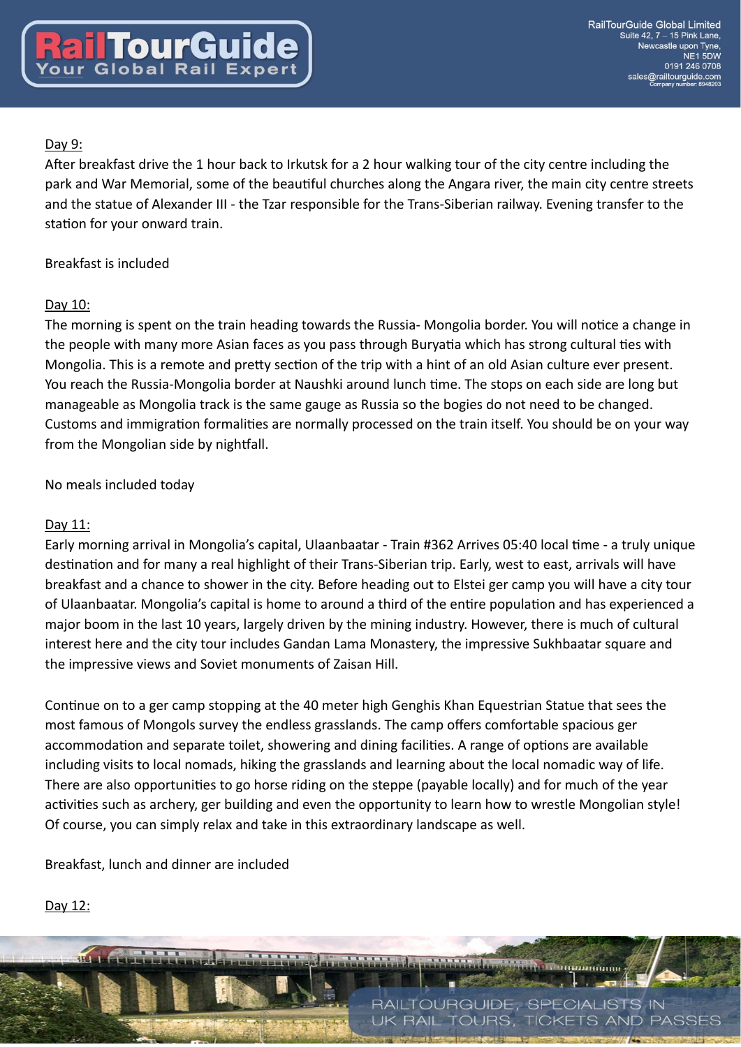Day 9:

After breakfast drive the 1 hour back to Irkutsk for a 2 hour walking tour of the city centre including the park and War Memorial, some of the beautiful churches along the Angara river, the main city centre streets and the statue of Alexander III - the Tzar responsible for the Trans-Siberian railway. Evening transfer to the station for your onward train.

Breakfast is included

Day 10:

The morning is spent on the train heading towards the Russia- Mongolia border. You will notice a change in the people with many more Asian faces as you pass through Buryatia which has strong cultural ties with Mongolia. This is a remote and pretty section of the trip with a hint of an old Asian culture ever present. You reach the Russia-Mongolia border at Naushki around lunch time. The stops on each side are long but manageable as Mongolia track is the same gauge as Russia so the bogies do not need to be changed. Customs and immigration formalities are normally processed on the train itself. You should be on your way from the Mongolian side by nightfall.

No meals included today

Day 11:

Early morning arrival in Mongolia's capital, Ulaanbaatar - Train #362 Arrives 05:40 local time - a truly unique destination and for many a real highlight of their Trans-Siberian trip. Early, west to east, arrivals will have breakfast and a chance to shower in the city. Before heading out to Elstei ger camp you will have a city tour of Ulaanbaatar. Mongolia's capital is home to around a third of the entire population and has experienced a major boom in the last 10 years, largely driven by the mining industry. However, there is much of cultural interest here and the city tour includes Gandan Lama Monastery, the impressive Sukhbaatar square and the impressive views and Soviet monuments of Zaisan Hill.

Continue on to a ger camp stopping at the 40 meter high Genghis Khan Equestrian Statue that sees the most famous of Mongols survey the endless grasslands. The camp offers comfortable spacious ger accommodation and separate toilet, showering and dining facilities. A range of options are available including visits to local nomads, hiking the grasslands and learning about the local nomadic way of life. There are also opportunities to go horse riding on the steppe (payable locally) and for much of the year activities such as archery, ger building and even the opportunity to learn how to wrestle Mongolian style! Of course, you can simply relax and take in this extraordinary landscape as well.

Breakfast, lunch and dinner are included

Day 12: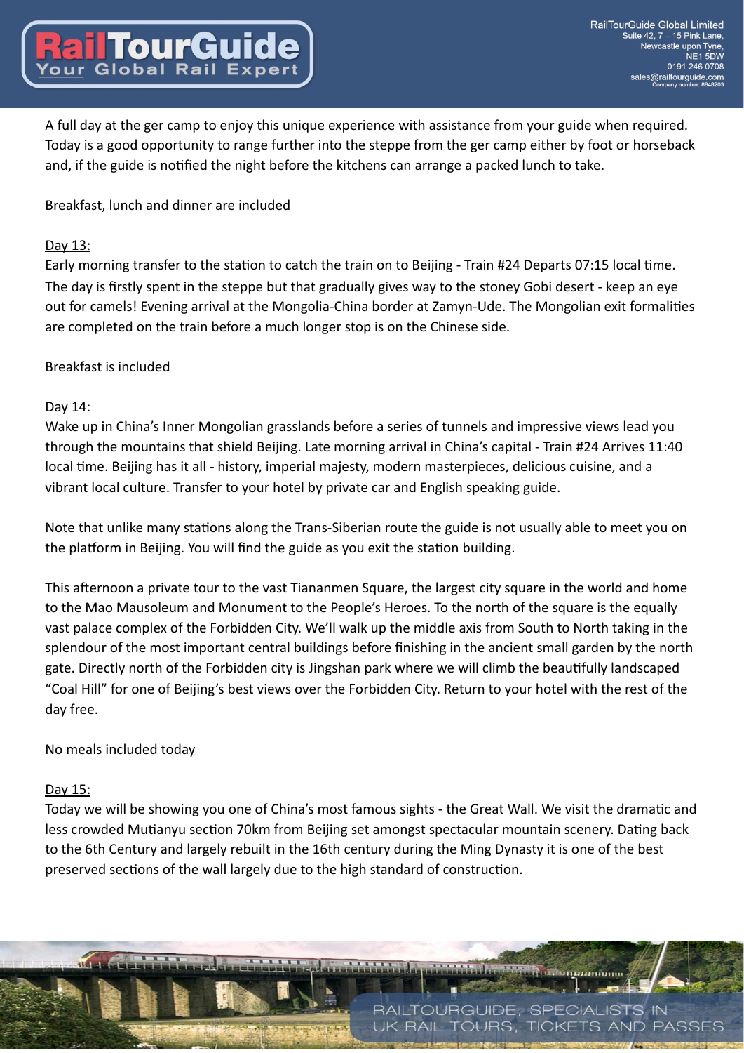A full day at the ger camp to enjoy this unique experience with assistance from your guide when required. Today is a good opportunity to range further into the steppe from the ger camp either by foot or horseback and, if the guide is notified the night before the kitchens can arrange a packed lunch to take.

Breakfast, lunch and dinner are included

Day 13:

Early morning transfer to the station to catch the train on to Beijing - Train #24 Departs 07:15 local time. The day is firstly spent in the steppe but that gradually gives way to the stoney Gobi desert - keep an eye out for camels! Evening arrival at the Mongolia-China border at Zamyn-Ude. The Mongolian exit formalities are completed on the train before a much longer stop is on the Chinese side.

Breakfast is included

Day 14:

Wake up in China's Inner Mongolian grasslands before a series of tunnels and impressive views lead you through the mountains that shield Beijing. Late morning arrival in China's capital - Train #24 Arrives 11:40 local time. Beijing has it all - history, imperial majesty, modern masterpieces, delicious cuisine, and a vibrant local culture. Transfer to your hotel by private car and English speaking guide.

Note that unlike many stations along the Trans-Siberian route the guide is not usually able to meet you on the platform in Beijing. You will find the guide as you exit the station building.

This afternoon a private tour to the vast Tiananmen Square, the largest city square in the world and home to the Mao Mausoleum and Monument to the People's Heroes. To the north of the square is the equally vast palace complex of the Forbidden City. We'll walk up the middle axis from South to North taking in the splendour of the most important central buildings before finishing in the ancient small garden by the north gate. Directly north of the Forbidden city is Jingshan park where we will climb the beautifully landscaped "Coal Hill" for one of Beijing's best views over the Forbidden City. Return to your hotel with the rest of the day free.

No meals included today

Day 15:

Today we will be showing you one of China's most famous sights - the Great Wall. We visit the dramatic and less crowded Mutianyu section 70km from Beijing set amongst spectacular mountain scenery. Dating back to the 6th Century and largely rebuilt in the 16th century during the Ming Dynasty it is one of the best preserved sections of the wall largely due to the high standard of construction.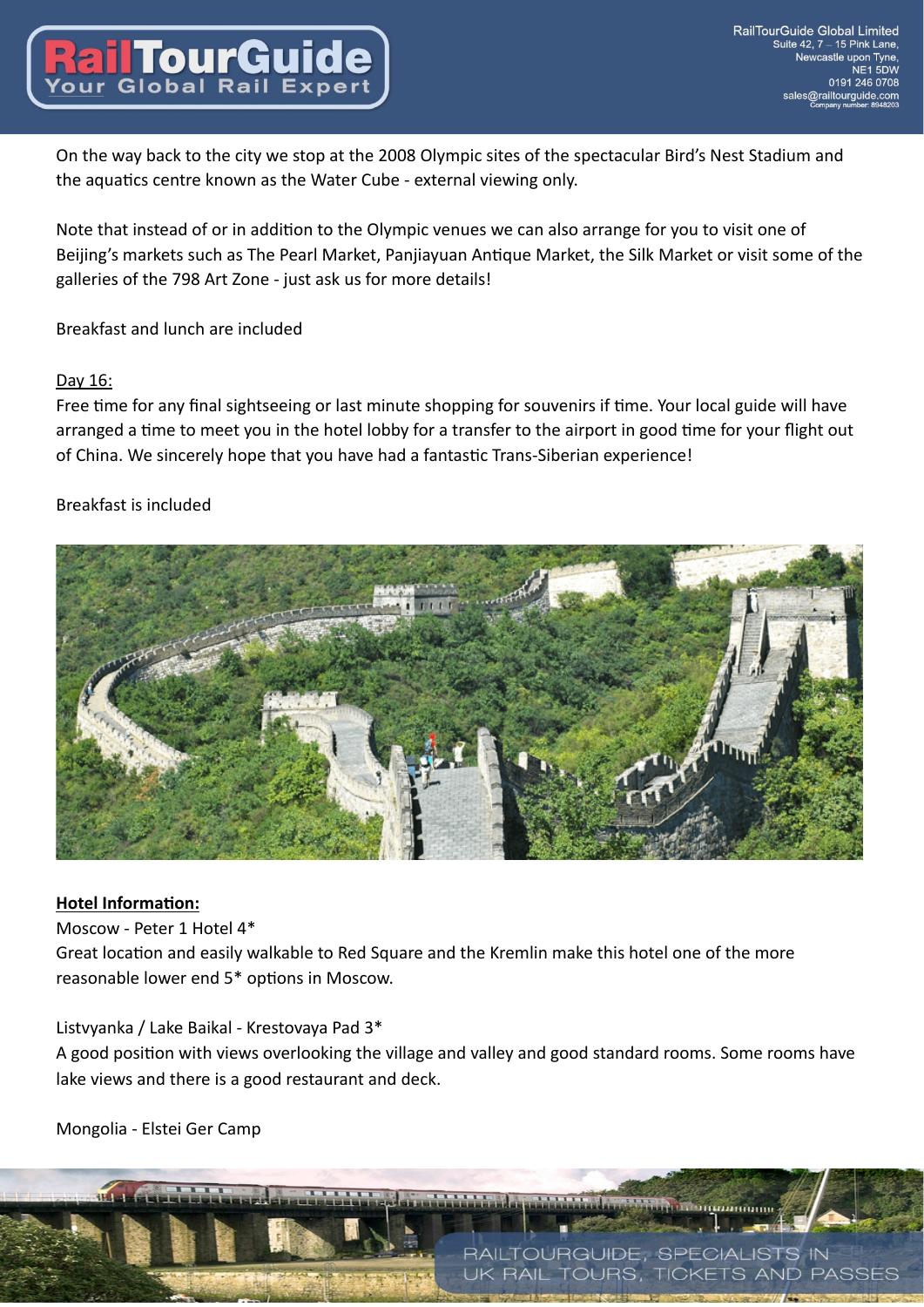On the way back to the city we stop at the 2008 Olympic sites of the spectacular Bird's Nest Stadium and the aquatics centre known as the Water Cube - external viewing only.

Note that instead of or in addition to the Olympic venues we can also arrange for you to visit one of Beijing's markets such as The Pearl Market, Panjiayuan Antique Market, the Silk Market or visit some of the galleries of the 798 Art Zone - just ask us for more details!

Breakfast and lunch are included

Day 16:

Free time for any final sightseeing or last minute shopping for souvenirs if time. Your local guide will have arranged a time to meet you in the hotel lobby for a transfer to the airport in good time for your flight out of China. We sincerely hope that you have had a fantastic Trans-Siberian experience!

Breakfast is included

**Hotel Information:**

Moscow - Peter 1 Hotel 4*

Great location and easily walkable to Red Square and the Kremlin make this hotel one of the more reasonable lower end 5* options in Moscow.

Listvyanka / Lake Baikal - Krestovaya Pad 3*

A good position with views overlooking the village and valley and good standard rooms. Some rooms have lake views and there is a good restaurant and deck.

Mongolia - Elstei Ger Camp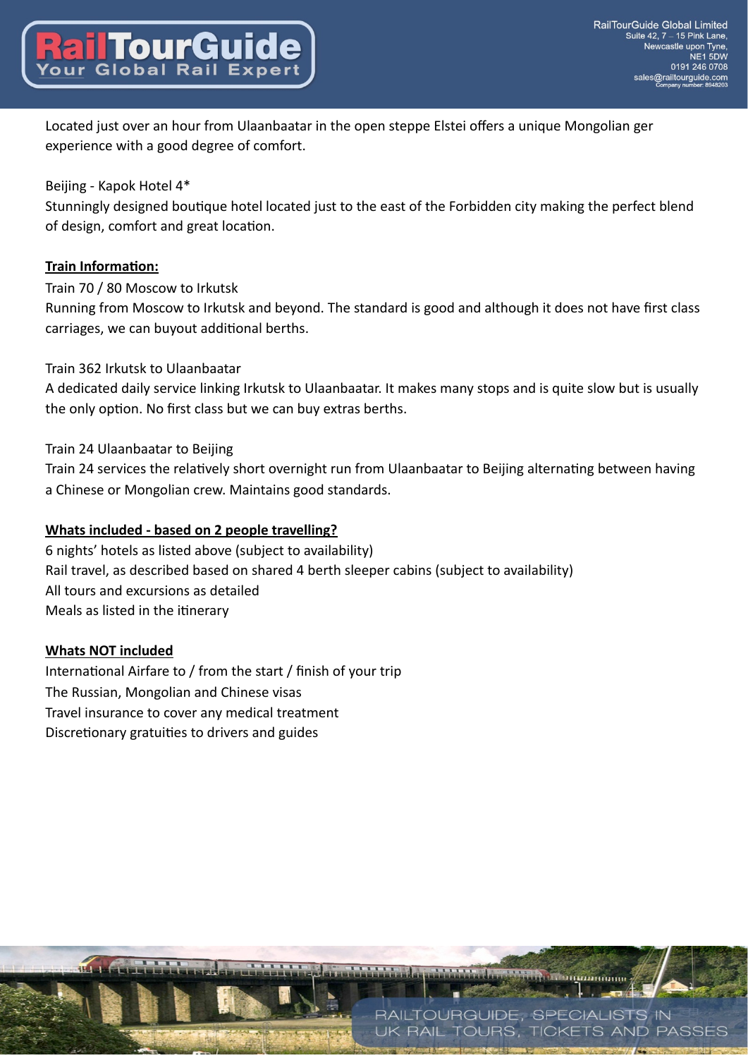Located just over an hour from Ulaanbaatar in the open steppe Elstei offers a unique Mongolian ger experience with a good degree of comfort.

Beijing - Kapok Hotel 4*
Stunningly designed boutique hotel located just to the east of the Forbidden city making the perfect blend of design, comfort and great location.

**Train Information:**

Train 70 / 80 Moscow to Irkutsk
Running from Moscow to Irkutsk and beyond. The standard is good and although it does not have first class carriages, we can buyout additional berths.

Train 362 Irkutsk to Ulaanbaatar
A dedicated daily service linking Irkutsk to Ulaanbaatar. It makes many stops and is quite slow but is usually the only option. No first class but we can buy extras berths.

Train 24 Ulaanbaatar to Beijing
Train 24 services the relatively short overnight run from Ulaanbaatar to Beijing alternating between having a Chinese or Mongolian crew. Maintains good standards.

**Whats included - based on 2 people travelling?**

6 nights' hotels as listed above (subject to availability)
Rail travel, as described based on shared 4 berth sleeper cabins (subject to availability)
All tours and excursions as detailed
Meals as listed in the itinerary

**Whats NOT included**

International Airfare to / from the start / finish of your trip
The Russian, Mongolian and Chinese visas
Travel insurance to cover any medical treatment
Discretionary gratuities to drivers and guides